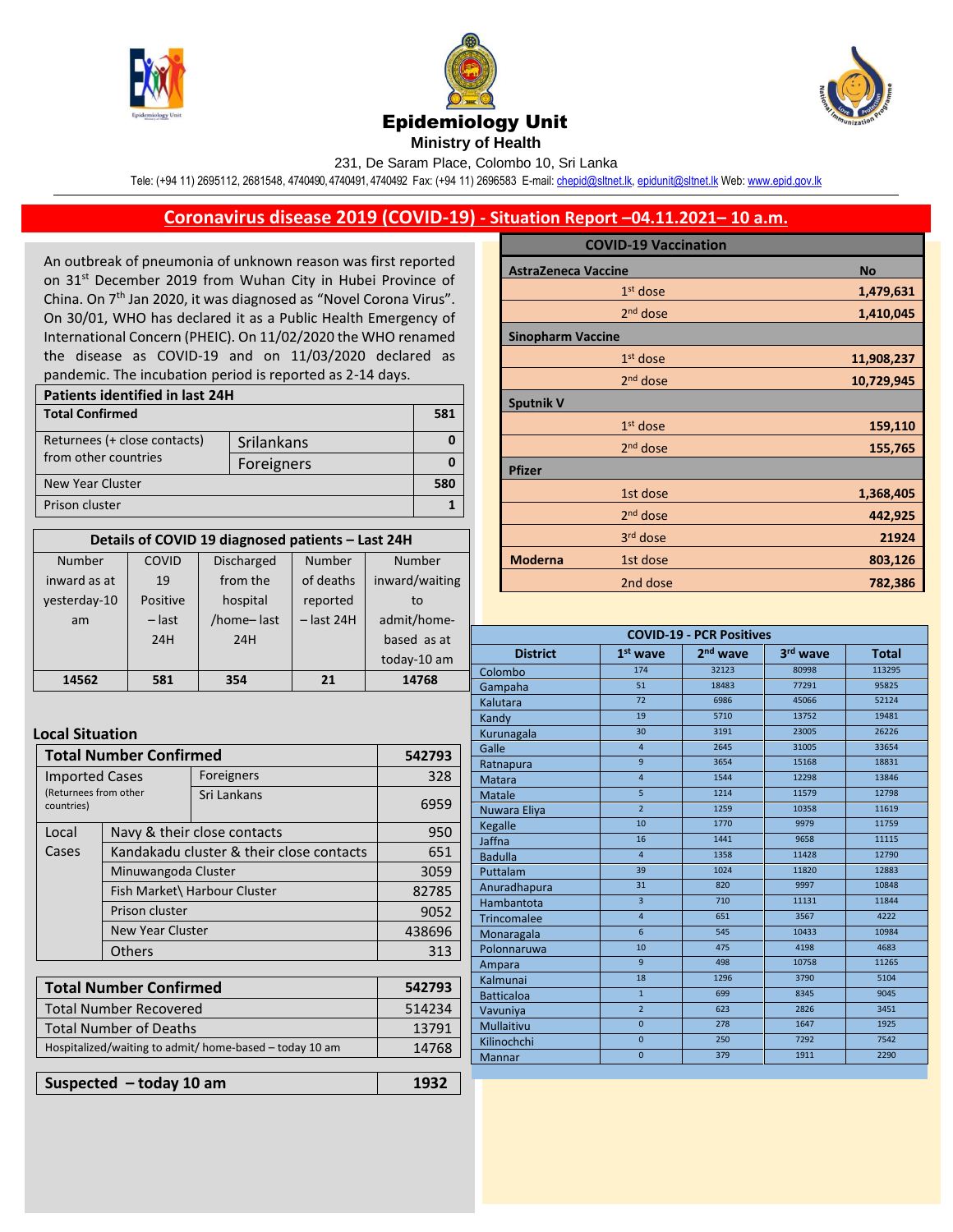# Epidemiology Unit

**Ministry of Health**

231, De Saram Place, Colombo 10, Sri Lanka

Tele: (+94 11) 2695112, 2681548, 4740490, 4740491, 4740492 Fax: (+94 11) 2696583 E-mail: chepid@sltnet.lk, epidunit@sltnet.lk Web: www.epid.gov.lk

## Coronavirus disease 2019 (COVID-19) - Situation Report –04.11.2021– 10 a.m.

An outbreak of pneumonia of unknown reason was first reported on 31st December 2019 from Wuhan City in Hubei Province of China. On 7th Jan 2020, it was diagnosed as "Novel Corona Virus". On 30/01, WHO has declared it as a Public Health Emergency of International Concern (PHEIC). On 11/02/2020 the WHO renamed the disease as COVID-19 and on 11/03/2020 declared as pandemic. The incubation period is reported as 2-14 days.

| Patients identified in last 24H | | |
|---|---|---|
| **Total Confirmed** | | **581** |
| Returnees (+ close contacts) from other countries | Srilankans | **0** |
| | Foreigners | **0** |
| New Year Cluster | | **580** |
| Prison cluster | | **1** |

| Details of COVID 19 diagnosed patients – Last 24H | | | | |
|---|---|---|---|---|
| Number inward as at yesterday-10 am | COVID 19 Positive – last 24H | Discharged from the hospital /home– last 24H | Number of deaths reported – last 24H | Number inward/waiting to admit/home-based as at today-10 am |
| **14562** | **581** | **354** | **21** | **14768** |

### Local Situation

| **Total Number Confirmed** | | **542793** |
|---|---|---|
| Imported Cases (Returnees from other countries) | Foreigners | 328 |
| | Sri Lankans | 6959 |
| Local Cases | Navy & their close contacts | 950 |
| | Kandakadu cluster & their close contacts | 651 |
| | Minuwangoda Cluster | 3059 |
| | Fish Market\ Harbour Cluster | 82785 |
| | Prison cluster | 9052 |
| | New Year Cluster | 438696 |
| | Others | 313 |

| **Total Number Confirmed** | **542793** |
|---|---|
| Total Number Recovered | 514234 |
| Total Number of Deaths | 13791 |
| Hospitalized/waiting to admit/ home-based – today 10 am | 14768 |

| **Suspected – today 10 am** | **1932** |
|---|---|

| COVID-19 Vaccination | | |
|---|---|---|
| **AstraZeneca Vaccine** | | **No** |
| | 1st dose | **1,479,631** |
| | 2nd dose | **1,410,045** |
| **Sinopharm Vaccine** | | |
| | 1st dose | **11,908,237** |
| | 2nd dose | **10,729,945** |
| **Sputnik V** | | |
| | 1st dose | **159,110** |
| | 2nd dose | **155,765** |
| **Pfizer** | | |
| | 1st dose | **1,368,405** |
| | 2nd dose | **442,925** |
| | 3rd dose | **21924** |
| **Moderna** | 1st dose | **803,126** |
| | 2nd dose | **782,386** |

| COVID-19 - PCR Positives | | | | |
|---|---|---|---|---|
| **District** | **1st wave** | **2nd wave** | **3rd wave** | **Total** |
| Colombo | 174 | 32123 | 80998 | 113295 |
| Gampaha | 51 | 18483 | 77291 | 95825 |
| Kalutara | 72 | 6986 | 45066 | 52124 |
| Kandy | 19 | 5710 | 13752 | 19481 |
| Kurunagala | 30 | 3191 | 23005 | 26226 |
| Galle | 4 | 2645 | 31005 | 33654 |
| Ratnapura | 9 | 3654 | 15168 | 18831 |
| Matara | 4 | 1544 | 12298 | 13846 |
| Matale | 5 | 1214 | 11579 | 12798 |
| Nuwara Eliya | 2 | 1259 | 10358 | 11619 |
| Kegalle | 10 | 1770 | 9979 | 11759 |
| Jaffna | 16 | 1441 | 9658 | 11115 |
| Badulla | 4 | 1358 | 11428 | 12790 |
| Puttalam | 39 | 1024 | 11820 | 12883 |
| Anuradhapura | 31 | 820 | 9997 | 10848 |
| Hambantota | 3 | 710 | 11131 | 11844 |
| Trincomalee | 4 | 651 | 3567 | 4222 |
| Monaragala | 6 | 545 | 10433 | 10984 |
| Polonnaruwa | 10 | 475 | 4198 | 4683 |
| Ampara | 9 | 498 | 10758 | 11265 |
| Kalmunai | 18 | 1296 | 3790 | 5104 |
| Batticaloa | 1 | 699 | 8345 | 9045 |
| Vavuniya | 2 | 623 | 2826 | 3451 |
| Mullaitivu | 0 | 278 | 1647 | 1925 |
| Kilinochchi | 0 | 250 | 7292 | 7542 |
| Mannar | 0 | 379 | 1911 | 2290 |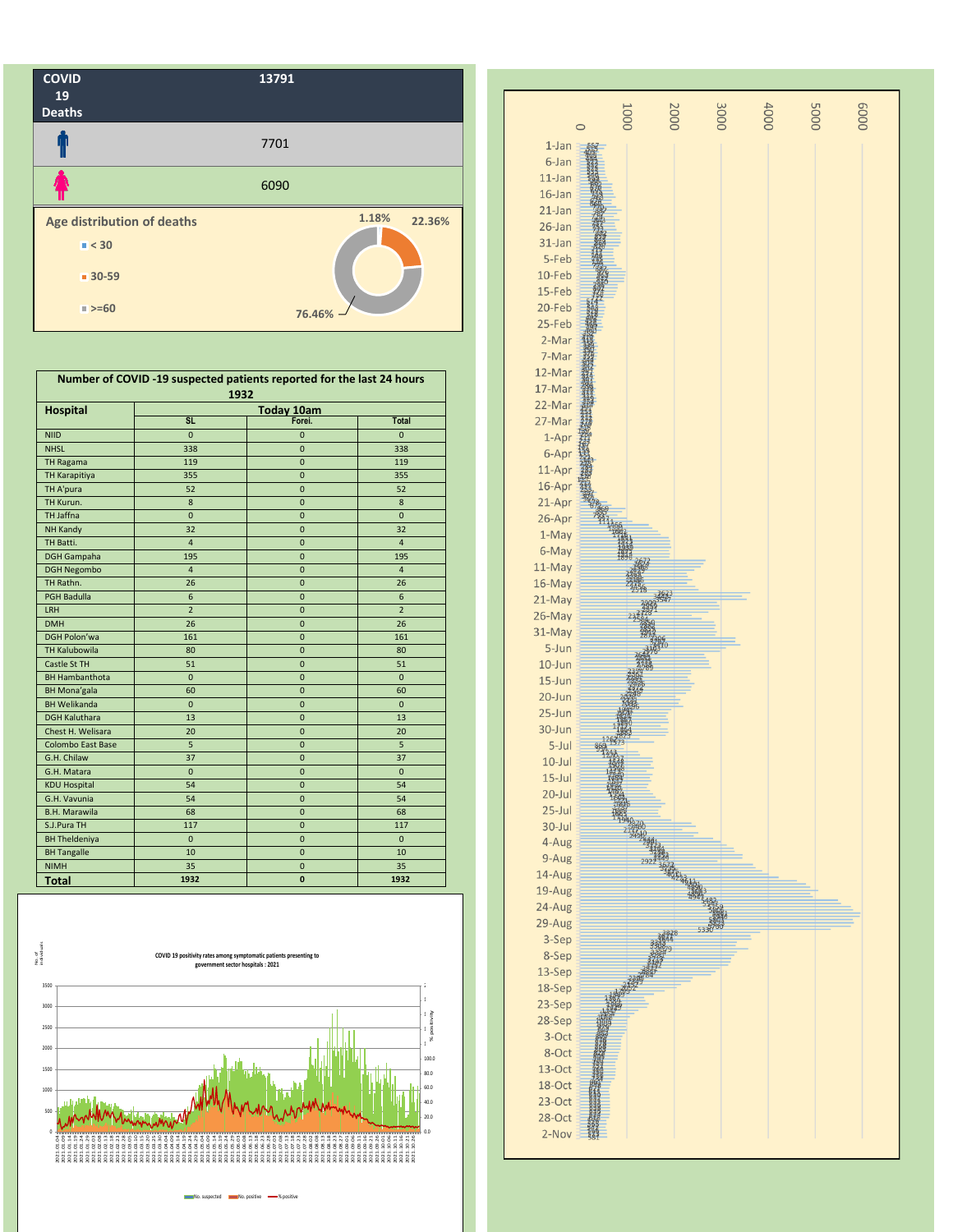| COVID 19 Deaths | 13791 |
|---|---|
| Male | 7701 |
| Female | 6090 |

Age distribution of deaths

< 30

30-59

>=60

1.18%

22.36%

76.46%

| Number of COVID -19 suspected patients reported for the last 24 hours 1932 | | | |
|---|---|---|---|
| Hospital | Today 10am | | |
| | SL | Forei. | Total |
| NIID | 0 | 0 | 0 |
| NHSL | 338 | 0 | 338 |
| TH Ragama | 119 | 0 | 119 |
| TH Karapitiya | 355 | 0 | 355 |
| TH A'pura | 52 | 0 | 52 |
| TH Kurun. | 8 | 0 | 8 |
| TH Jaffna | 0 | 0 | 0 |
| NH Kandy | 32 | 0 | 32 |
| TH Batti. | 4 | 0 | 4 |
| DGH Gampaha | 195 | 0 | 195 |
| DGH Negombo | 4 | 0 | 4 |
| TH Rathn. | 26 | 0 | 26 |
| PGH Badulla | 6 | 0 | 6 |
| LRH | 2 | 0 | 2 |
| DMH | 26 | 0 | 26 |
| DGH Polon'wa | 161 | 0 | 161 |
| TH Kalubowila | 80 | 0 | 80 |
| Castle St TH | 51 | 0 | 51 |
| BH Hambanthota | 0 | 0 | 0 |
| BH Mona'gala | 60 | 0 | 60 |
| BH Welikanda | 0 | 0 | 0 |
| DGH Kaluthara | 13 | 0 | 13 |
| Chest H. Welisara | 20 | 0 | 20 |
| Colombo East Base | 5 | 0 | 5 |
| G.H. Chilaw | 37 | 0 | 37 |
| G.H. Matara | 0 | 0 | 0 |
| KDU Hospital | 54 | 0 | 54 |
| G.H. Vavunia | 54 | 0 | 54 |
| B.H. Marawila | 68 | 0 | 68 |
| S.J.Pura TH | 117 | 0 | 117 |
| BH Theldeniya | 0 | 0 | 0 |
| BH Tangalle | 10 | 0 | 10 |
| NIMH | 35 | 0 | 35 |
| **Total** | **1932** | **0** | **1932** |

COVID 19 positivity rates among symptomatic patients presenting to government sector hospitals : 2021

No. of individuals

% positivity

No. suspected — No. positive — % positive

0 1000 2000 3000 4000 5000 6000

1-Jan 6-Jan 11-Jan 16-Jan 21-Jan 26-Jan 31-Jan 5-Feb 10-Feb 15-Feb 20-Feb 25-Feb 2-Mar 7-Mar 12-Mar 17-Mar 22-Mar 27-Mar 1-Apr 6-Apr 11-Apr 16-Apr 21-Apr 26-Apr 1-May 6-May 11-May 16-May 21-May 26-May 31-May 5-Jun 10-Jun 15-Jun 20-Jun 25-Jun 30-Jun 5-Jul 10-Jul 15-Jul 20-Jul 25-Jul 30-Jul 4-Aug 9-Aug 14-Aug 19-Aug 24-Aug 29-Aug 3-Sep 8-Sep 13-Sep 18-Sep 23-Sep 28-Sep 3-Oct 8-Oct 13-Oct 18-Oct 23-Oct 28-Oct 2-Nov